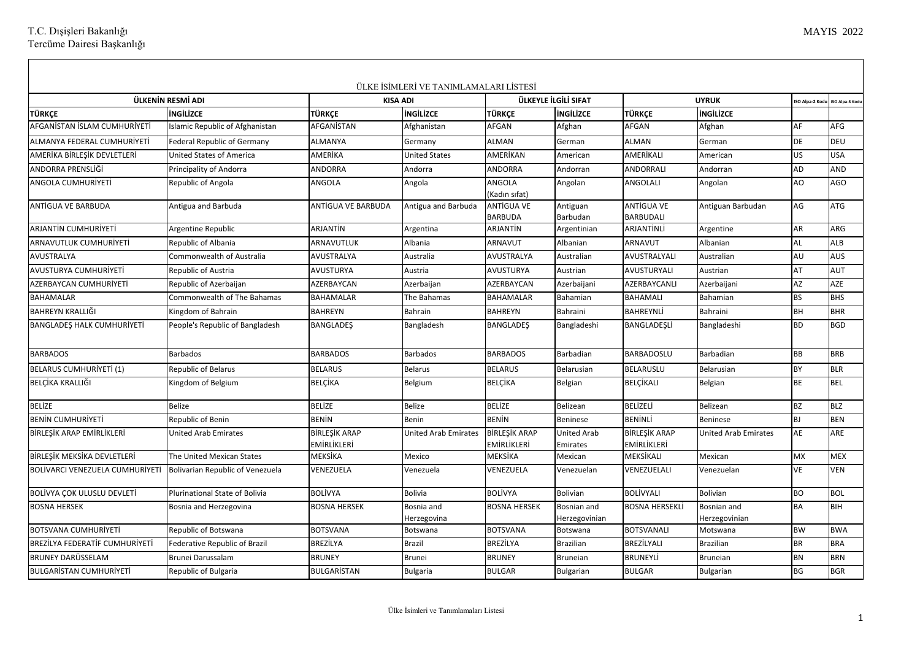T.C. Dışişleri Bakanlığı
Tercüme Dairesi Başkanlığı

MAYIS 2022

ÜLKE İSİMLERİ VE TANIMLAMALARI LİSTESİ

| ÜLKENİN RESMİ ADI | | KISA ADI | | ÜLKEYLE İLGİLİ SIFAT | | UYRUK | | ISO Alpa-2 Kodu | ISO Alpa-3 Kodu |
|---|---|---|---|---|---|---|---|---|---|
| TÜRKÇE | İNGİLİZCE | TÜRKÇE | İNGİLİZCE | TÜRKÇE | İNGİLİZCE | TÜRKÇE | İNGİLİZCE | | |
| AFGANİSTAN İSLAM CUMHURİYETİ | Islamic Republic of Afghanistan | AFGANİSTAN | Afghanistan | AFGAN | Afghan | AFGAN | Afghan | AF | AFG |
| ALMANYA FEDERAL CUMHURİYETİ | Federal Republic of Germany | ALMANYA | Germany | ALMAN | German | ALMAN | German | DE | DEU |
| AMERİKA BİRLEŞİK DEVLETLERİ | United States of America | AMERİKA | United States | AMERİKAN | American | AMERİKALI | American | US | USA |
| ANDORRA PRENSLİĞİ | Principality of Andorra | ANDORRA | Andorra | ANDORRA | Andorran | ANDORRALI | Andorran | AD | AND |
| ANGOLA CUMHURİYETİ | Republic of Angola | ANGOLA | Angola | ANGOLA (Kadın sıfat) | Angolan | ANGOLALI | Angolan | AO | AGO |
| ANTİGUA VE BARBUDA | Antigua and Barbuda | ANTİGUA VE BARBUDA | Antigua and Barbuda | ANTİGUA VE BARBUDA | Antiguan Barbudan | ANTİGUA VE BARBUDALI | Antiguan Barbudan | AG | ATG |
| ARJANTİN CUMHURİYETİ | Argentine Republic | ARJANTİN | Argentina | ARJANTİN | Argentinian | ARJANTİNLİ | Argentine | AR | ARG |
| ARNAVUTLUK CUMHURİYETİ | Republic of Albania | ARNAVUTLUK | Albania | ARNAVUT | Albanian | ARNAVUT | Albanian | AL | ALB |
| AVUSTRALYA | Commonwealth of Australia | AVUSTRALYA | Australia | AVUSTRALYA | Australian | AVUSTRALYALI | Australian | AU | AUS |
| AVUSTURYA CUMHURİYETİ | Republic of Austria | AVUSTURYA | Austria | AVUSTURYA | Austrian | AVUSTURYALI | Austrian | AT | AUT |
| AZERBAYCAN CUMHURİYETİ | Republic of Azerbaijan | AZERBAYCAN | Azerbaijan | AZERBAYCAN | Azerbaijani | AZERBAYCANLI | Azerbaijani | AZ | AZE |
| BAHAMALAR | Commonwealth of The Bahamas | BAHAMALAR | The Bahamas | BAHAMALAR | Bahamian | BAHAMALI | Bahamian | BS | BHS |
| BAHREYN KRALLIĞI | Kingdom of Bahrain | BAHREYN | Bahrain | BAHREYN | Bahraini | BAHREYNLİ | Bahraini | BH | BHR |
| BANGLADEŞ HALK CUMHURİYETİ | People's Republic of Bangladesh | BANGLADEŞ | Bangladesh | BANGLADEŞ | Bangladeshi | BANGLADEŞLİ | Bangladeshi | BD | BGD |
| BARBADOS | Barbados | BARBADOS | Barbados | BARBADOS | Barbadian | BARBADOSLU | Barbadian | BB | BRB |
| BELARUS CUMHURİYETİ (1) | Republic of Belarus | BELARUS | Belarus | BELARUS | Belarusian | BELARUSLU | Belarusian | BY | BLR |
| BELÇİKA KRALLIĞI | Kingdom of Belgium | BELÇİKA | Belgium | BELÇİKA | Belgian | BELÇİKALI | Belgian | BE | BEL |
| BELİZE | Belize | BELİZE | Belize | BELİZE | Belizean | BELİZELİ | Belizean | BZ | BLZ |
| BENİN CUMHURİYETİ | Republic of Benin | BENİN | Benin | BENİN | Beninese | BENİNLİ | Beninese | BJ | BEN |
| BİRLEŞİK ARAP EMİRLİKLERİ | United Arab Emirates | BİRLEŞİK ARAP EMİRLİKLERİ | United Arab Emirates | BİRLEŞİK ARAP EMİRLİKLERİ | United Arab Emirates | BİRLEŞİK ARAP EMİRLİKLERİ | United Arab Emirates | AE | ARE |
| BİRLEŞİK MEKSİKA DEVLETLERİ | The United Mexican States | MEKSİKA | Mexico | MEKSİKA | Mexican | MEKSİKALI | Mexican | MX | MEX |
| BOLİVARCI VENEZUELA CUMHURİYETİ | Bolivarian Republic of Venezuela | VENEZUELA | Venezuela | VENEZUELA | Venezuelan | VENEZUELALI | Venezuelan | VE | VEN |
| BOLİVYA ÇOK ULUSLU DEVLETİ | Plurinational State of Bolivia | BOLİVYA | Bolivia | BOLİVYA | Bolivian | BOLİVYALI | Bolivian | BO | BOL |
| BOSNA HERSEK | Bosnia and Herzegovina | BOSNA HERSEK | Bosnia and Herzegovina | BOSNA HERSEK | Bosnian and Herzegovinian | BOSNA HERSEKLİ | Bosnian and Herzegovinian | BA | BIH |
| BOTSVANA CUMHURİYETİ | Republic of Botswana | BOTSVANA | Botswana | BOTSVANA | Botswana | BOTSVANALI | Motswana | BW | BWA |
| BREZİLYA FEDERATİF CUMHURİYETİ | Federative Republic of Brazil | BREZİLYA | Brazil | BREZİLYA | Brazilian | BREZİLYALI | Brazilian | BR | BRA |
| BRUNEY DARÜSSELAM | Brunei Darussalam | BRUNEY | Brunei | BRUNEY | Bruneian | BRUNEYLİ | Bruneian | BN | BRN |
| BULGARİSTAN CUMHURİYETİ | Republic of Bulgaria | BULGARİSTAN | Bulgaria | BULGAR | Bulgarian | BULGAR | Bulgarian | BG | BGR |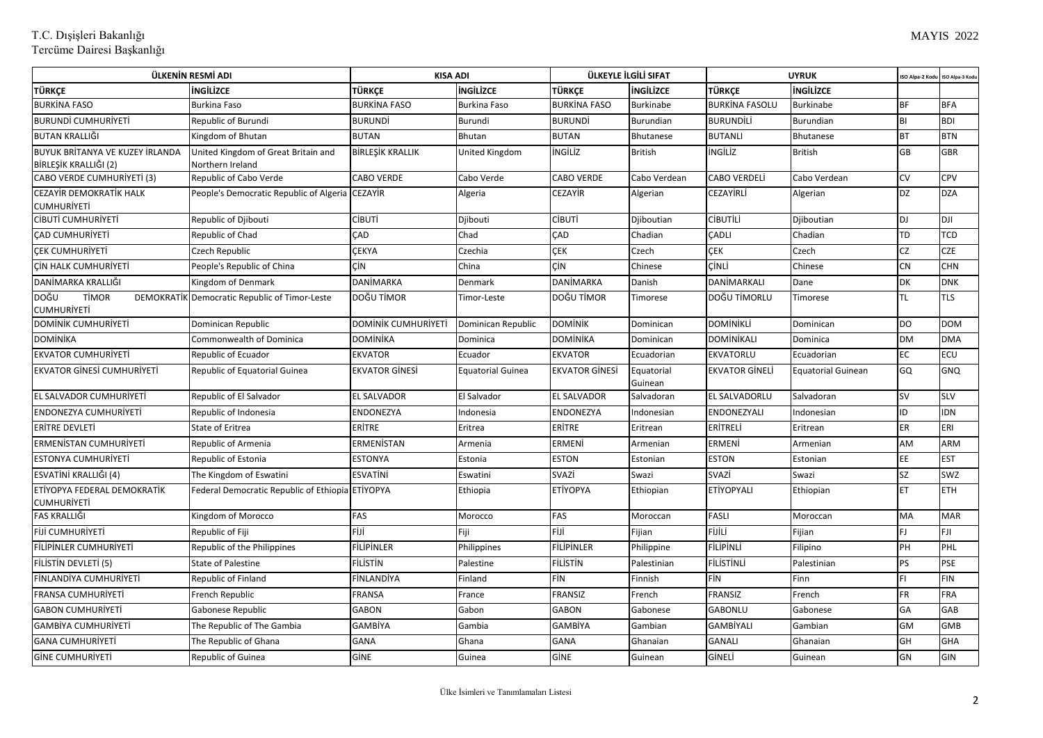| ÜLKENİN RESMİ ADI | | KISA ADI | | ÜLKEYLE İLGİLİ SIFAT | | UYRUK | | ISO Alpa-2 Kodu | ISO Alpa-3 Kodu |
|---|---|---|---|---|---|---|---|---|---|
| TÜRKÇE | İNGİLİZCE | TÜRKÇE | İNGİLİZCE | TÜRKÇE | İNGİLİZCE | TÜRKÇE | İNGİLİZCE | | |
| BURKİNA FASO | Burkina Faso | BURKİNA FASO | Burkina Faso | BURKİNA FASO | Burkinabe | BURKİNA FASOLU | Burkinabe | BF | BFA |
| BURUNDİ CUMHURİYETİ | Republic of Burundi | BURUNDİ | Burundi | BURUNDİ | Burundian | BURUNDİLİ | Burundian | BI | BDI |
| BUTAN KRALLIĞI | Kingdom of Bhutan | BUTAN | Bhutan | BUTAN | Bhutanese | BUTANLI | Bhutanese | BT | BTN |
| BUYUK BRİTANYA VE KUZEY İRLANDA BİRLEŞİK KRALLIĞI (2) | United Kingdom of Great Britain and Northern Ireland | BİRLEŞİK KRALLIK | United Kingdom | İNGİLİZ | British | İNGİLİZ | British | GB | GBR |
| CABO VERDE CUMHURİYETİ (3) | Republic of Cabo Verde | CABO VERDE | Cabo Verde | CABO VERDE | Cabo Verdean | CABO VERDELİ | Cabo Verdean | CV | CPV |
| CEZAYİR DEMOKRATİK HALK CUMHURİYETİ | People's Democratic Republic of Algeria | CEZAYİR | Algeria | CEZAYİR | Algerian | CEZAYİRLİ | Algerian | DZ | DZA |
| CİBUTİ CUMHURİYETİ | Republic of Djibouti | CİBUTİ | Djibouti | CİBUTİ | Djiboutian | CİBUTİLİ | Djiboutian | DJ | DJI |
| ÇAD CUMHURİYETİ | Republic of Chad | ÇAD | Chad | ÇAD | Chadian | ÇADLI | Chadian | TD | TCD |
| ÇEK CUMHURİYETİ | Czech Republic | ÇEKYA | Czechia | ÇEK | Czech | ÇEK | Czech | CZ | CZE |
| ÇİN HALK CUMHURİYETİ | People's Republic of China | ÇİN | China | ÇİN | Chinese | ÇİNLİ | Chinese | CN | CHN |
| DANİMARKA KRALLIĞI | Kingdom of Denmark | DANİMARKA | Denmark | DANİMARKA | Danish | DANİMARKALI | Dane | DK | DNK |
| DOĞU TİMOR DEMOKRATİK CUMHURİYETİ | Democratic Republic of Timor-Leste | DOĞU TİMOR | Timor-Leste | DOĞU TİMOR | Timorese | DOĞU TİMORLU | Timorese | TL | TLS |
| DOMİNİK CUMHURİYETİ | Dominican Republic | DOMİNİK CUMHURİYETİ | Dominican Republic | DOMİNİK | Dominican | DOMİNİKLİ | Dominican | DO | DOM |
| DOMİNİKA | Commonwealth of Dominica | DOMİNİKA | Dominica | DOMİNİKA | Dominican | DOMİNİKALI | Dominica | DM | DMA |
| EKVATOR CUMHURİYETİ | Republic of Ecuador | EKVATOR | Ecuador | EKVATOR | Ecuadorian | EKVATORLU | Ecuadorian | EC | ECU |
| EKVATOR GİNESİ CUMHURİYETİ | Republic of Equatorial Guinea | EKVATOR GİNESİ | Equatorial Guinea | EKVATOR GİNESİ | Equatorial Guinean | EKVATOR GİNELİ | Equatorial Guinean | GQ | GNQ |
| EL SALVADOR CUMHURİYETİ | Republic of El Salvador | EL SALVADOR | El Salvador | EL SALVADOR | Salvadoran | EL SALVADORLU | Salvadoran | SV | SLV |
| ENDONEZYA CUMHURİYETİ | Republic of Indonesia | ENDONEZYA | Indonesia | ENDONEZYA | Indonesian | ENDONEZYALI | Indonesian | ID | IDN |
| ERİTRE DEVLETİ | State of Eritrea | ERİTRE | Eritrea | ERİTRE | Eritrean | ERİTRELİ | Eritrean | ER | ERI |
| ERMENİSTAN CUMHURİYETİ | Republic of Armenia | ERMENİSTAN | Armenia | ERMENİ | Armenian | ERMENİ | Armenian | AM | ARM |
| ESTONYA CUMHURİYETİ | Republic of Estonia | ESTONYA | Estonia | ESTON | Estonian | ESTON | Estonian | EE | EST |
| ESVATİNİ KRALLIĞI (4) | The Kingdom of Eswatini | ESVATİNİ | Eswatini | SVAZİ | Swazi | SVAZİ | Swazi | SZ | SWZ |
| ETİYOPYA FEDERAL DEMOKRATİK CUMHURİYETİ | Federal Democratic Republic of Ethiopia | ETİYOPYA | Ethiopia | ETİYOPYA | Ethiopian | ETİYOPYALI | Ethiopian | ET | ETH |
| FAS KRALLIĞI | Kingdom of Morocco | FAS | Morocco | FAS | Moroccan | FASLI | Moroccan | MA | MAR |
| FİJİ CUMHURİYETİ | Republic of Fiji | FİJİ | Fiji | FİJİ | Fijian | FİJİLİ | Fijian | FJ | FJI |
| FİLİPİNLER CUMHURİYETİ | Republic of the Philippines | FİLİPİNLER | Philippines | FİLİPİNLER | Philippine | FİLİPİNLİ | Filipino | PH | PHL |
| FİLİSTİN DEVLETİ (5) | State of Palestine | FİLİSTİN | Palestine | FİLİSTİN | Palestinian | FİLİSTİNLİ | Palestinian | PS | PSE |
| FİNLANDİYA CUMHURİYETİ | Republic of Finland | FİNLANDİYA | Finland | FİN | Finnish | FİN | Finn | FI | FIN |
| FRANSA CUMHURİYETİ | French Republic | FRANSA | France | FRANSIZ | French | FRANSIZ | French | FR | FRA |
| GABON CUMHURİYETİ | Gabonese Republic | GABON | Gabon | GABON | Gabonese | GABONLU | Gabonese | GA | GAB |
| GAMBİYA CUMHURİYETİ | The Republic of The Gambia | GAMBİYA | Gambia | GAMBİYA | Gambian | GAMBİYALI | Gambian | GM | GMB |
| GANA CUMHURİYETİ | The Republic of Ghana | GANA | Ghana | GANA | Ghanaian | GANALI | Ghanaian | GH | GHA |
| GİNE CUMHURİYETİ | Republic of Guinea | GİNE | Guinea | GİNE | Guinean | GİNELİ | Guinean | GN | GIN |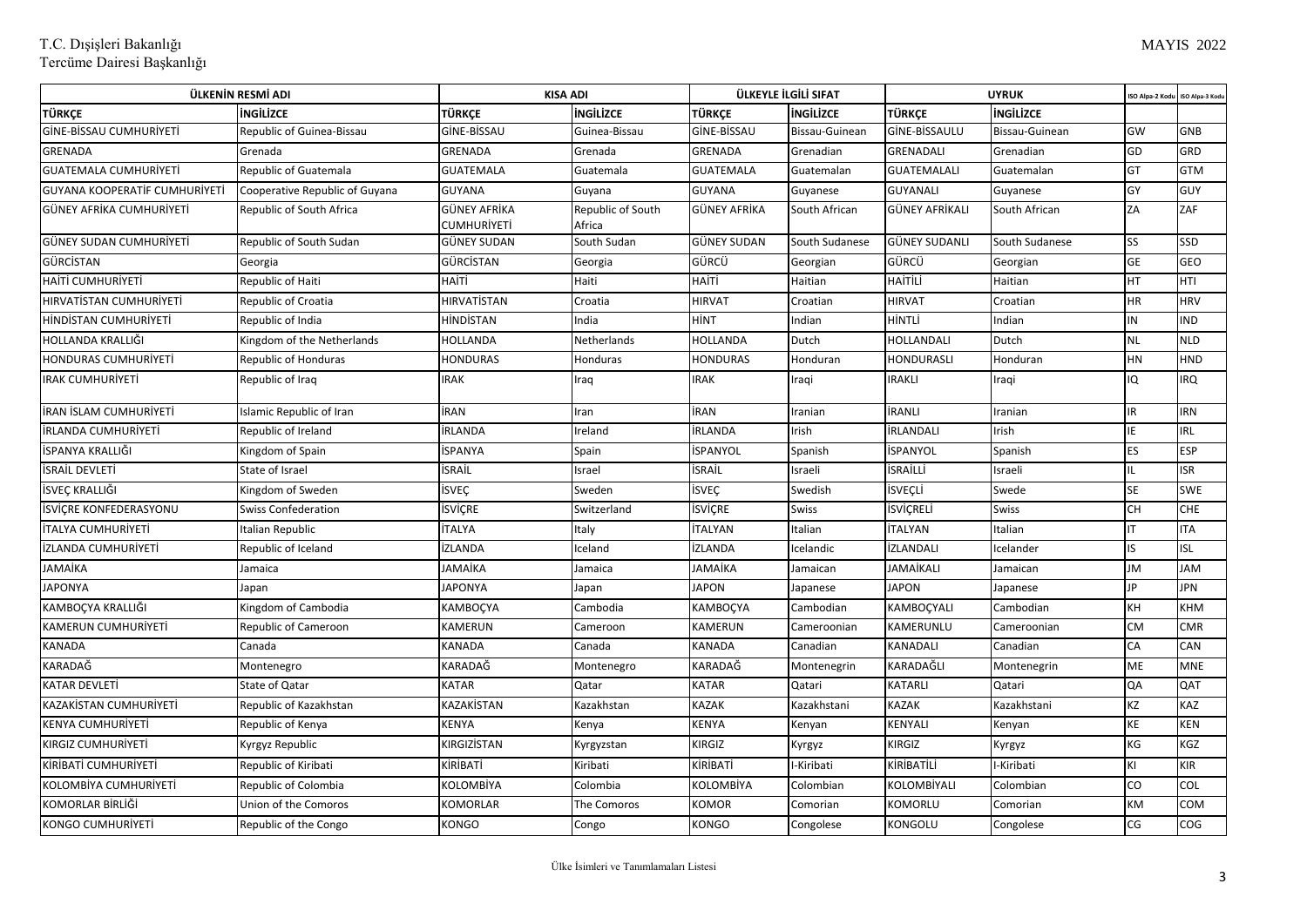| ÜLKENİN RESMİ ADI | | KISA ADI | | ÜLKEYLE İLGİLİ SIFAT | | UYRUK | | ISO Alpa-2 Kodu | ISO Alpa-3 Kodu |
|---|---|---|---|---|---|---|---|---|---|
| TÜRKÇE | İNGİLİZCE | TÜRKÇE | İNGİLİZCE | TÜRKÇE | İNGİLİZCE | TÜRKÇE | İNGİLİZCE | | |
| GİNE-BİSSAU CUMHURİYETİ | Republic of Guinea-Bissau | GİNE-BİSSAU | Guinea-Bissau | GİNE-BİSSAU | Bissau-Guinean | GİNE-BİSSAULU | Bissau-Guinean | GW | GNB |
| GRENADA | Grenada | GRENADA | Grenada | GRENADA | Grenadian | GRENADALI | Grenadian | GD | GRD |
| GUATEMALA CUMHURİYETİ | Republic of Guatemala | GUATEMALA | Guatemala | GUATEMALA | Guatemalan | GUATEMALALI | Guatemalan | GT | GTM |
| GUYANA KOOPERATİF CUMHURİYETİ | Cooperative Republic of Guyana | GUYANA | Guyana | GUYANA | Guyanese | GUYANALI | Guyanese | GY | GUY |
| GÜNEY AFRİKA CUMHURİYETİ | Republic of South Africa | GÜNEY AFRİKA CUMHURİYETİ | Republic of South Africa | GÜNEY AFRİKA | South African | GÜNEY AFRİKALI | South African | ZA | ZAF |
| GÜNEY SUDAN CUMHURİYETİ | Republic of South Sudan | GÜNEY SUDAN | South Sudan | GÜNEY SUDAN | South Sudanese | GÜNEY SUDANLI | South Sudanese | SS | SSD |
| GÜRCİSTAN | Georgia | GÜRCİSTAN | Georgia | GÜRCÜ | Georgian | GÜRCÜ | Georgian | GE | GEO |
| HAİTİ CUMHURİYETİ | Republic of Haiti | HAİTİ | Haiti | HAİTİ | Haitian | HAİTİLİ | Haitian | HT | HTI |
| HIRVATİSTAN CUMHURİYETİ | Republic of Croatia | HIRVATİSTAN | Croatia | HIRVAT | Croatian | HIRVAT | Croatian | HR | HRV |
| HİNDİSTAN CUMHURİYETİ | Republic of India | HİNDİSTAN | India | HİNT | Indian | HİNTLİ | Indian | IN | IND |
| HOLLANDA KRALLIĞI | Kingdom of the Netherlands | HOLLANDA | Netherlands | HOLLANDA | Dutch | HOLLANDALI | Dutch | NL | NLD |
| HONDURAS CUMHURİYETİ | Republic of Honduras | HONDURAS | Honduras | HONDURAS | Honduran | HONDURASLI | Honduran | HN | HND |
| IRAK CUMHURİYETİ | Republic of Iraq | IRAK | Iraq | IRAK | Iraqi | IRAKLI | Iraqi | IQ | IRQ |
| İRAN İSLAM CUMHURİYETİ | Islamic Republic of Iran | İRAN | Iran | İRAN | Iranian | İRANLI | Iranian | IR | IRN |
| İRLANDA CUMHURİYETİ | Republic of Ireland | İRLANDA | Ireland | İRLANDA | Irish | İRLANDALI | Irish | IE | IRL |
| İSPANYA KRALLIĞI | Kingdom of Spain | İSPANYA | Spain | İSPANYOL | Spanish | İSPANYOL | Spanish | ES | ESP |
| İSRAİL DEVLETİ | State of Israel | İSRAİL | Israel | İSRAİL | Israeli | İSRAİLLİ | Israeli | IL | ISR |
| İSVEÇ KRALLIĞI | Kingdom of Sweden | İSVEÇ | Sweden | İSVEÇ | Swedish | İSVEÇLİ | Swede | SE | SWE |
| İSVİÇRE KONFEDERASYONU | Swiss Confederation | İSVİÇRE | Switzerland | İSVİÇRE | Swiss | İSVİÇRELİ | Swiss | CH | CHE |
| İTALYA CUMHURİYETİ | Italian Republic | İTALYA | Italy | İTALYAN | Italian | İTALYAN | Italian | IT | ITA |
| İZLANDA CUMHURİYETİ | Republic of Iceland | İZLANDA | Iceland | İZLANDA | Icelandic | İZLANDALI | Icelander | IS | ISL |
| JAMAİKA | Jamaica | JAMAİKA | Jamaica | JAMAİKA | Jamaican | JAMAİKALI | Jamaican | JM | JAM |
| JAPONYA | Japan | JAPONYA | Japan | JAPON | Japanese | JAPON | Japanese | JP | JPN |
| KAMBOÇYA KRALLIĞI | Kingdom of Cambodia | KAMBOÇYA | Cambodia | KAMBOÇYA | Cambodian | KAMBOÇYALI | Cambodian | KH | KHM |
| KAMERUN CUMHURİYETİ | Republic of Cameroon | KAMERUN | Cameroon | KAMERUN | Cameroonian | KAMERUNLU | Cameroonian | CM | CMR |
| KANADA | Canada | KANADA | Canada | KANADA | Canadian | KANADALI | Canadian | CA | CAN |
| KARADAĞ | Montenegro | KARADAĞ | Montenegro | KARADAĞ | Montenegrin | KARADAĞLI | Montenegrin | ME | MNE |
| KATAR DEVLETİ | State of Qatar | KATAR | Qatar | KATAR | Qatari | KATARLI | Qatari | QA | QAT |
| KAZAKİSTAN CUMHURİYETİ | Republic of Kazakhstan | KAZAKİSTAN | Kazakhstan | KAZAK | Kazakhstani | KAZAK | Kazakhstani | KZ | KAZ |
| KENYA CUMHURİYETİ | Republic of Kenya | KENYA | Kenya | KENYA | Kenyan | KENYALI | Kenyan | KE | KEN |
| KIRGIZ CUMHURİYETİ | Kyrgyz Republic | KIRGIZİSTAN | Kyrgyzstan | KIRGIZ | Kyrgyz | KIRGIZ | Kyrgyz | KG | KGZ |
| KİRİBATİ CUMHURİYETİ | Republic of Kiribati | KİRİBATİ | Kiribati | KİRİBATİ | I-Kiribati | KİRİBATİLİ | I-Kiribati | KI | KIR |
| KOLOMBİYA CUMHURİYETİ | Republic of Colombia | KOLOMBİYA | Colombia | KOLOMBİYA | Colombian | KOLOMBİYALI | Colombian | CO | COL |
| KOMORLAR BİRLİĞİ | Union of the Comoros | KOMORLAR | The Comoros | KOMOR | Comorian | KOMORLU | Comorian | KM | COM |
| KONGO CUMHURİYETİ | Republic of the Congo | KONGO | Congo | KONGO | Congolese | KONGOLU | Congolese | CG | COG |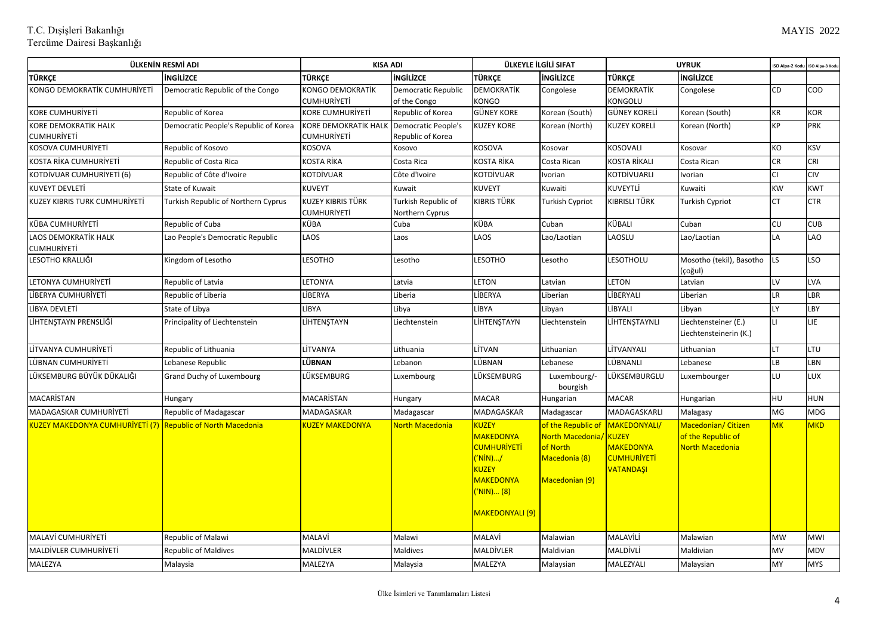| ÜLKENİN RESMİ ADI | | KISA ADI | | ÜLKEYLE İLGİLİ SIFAT | | UYRUK | | ISO Alpa-2 Kodu | ISO Alpa-3 Kodu |
|---|---|---|---|---|---|---|---|---|---|
| TÜRKÇE | İNGİLİZCE | TÜRKÇE | İNGİLİZCE | TÜRKÇE | İNGİLİZCE | TÜRKÇE | İNGİLİZCE | | |
| KONGO DEMOKRATİK CUMHURİYETİ | Democratic Republic of the Congo | KONGO DEMOKRATİK CUMHURİYETİ | Democratic Republic of the Congo | DEMOKRATİK KONGO | Congolese | DEMOKRATİK KONGOLU | Congolese | CD | COD |
| KORE CUMHURİYETİ | Republic of Korea | KORE CUMHURİYETİ | Republic of Korea | GÜNEY KORE | Korean (South) | GÜNEY KORELİ | Korean (South) | KR | KOR |
| KORE DEMOKRATİK HALK CUMHURİYETİ | Democratic People's Republic of Korea | KORE DEMOKRATİK HALK CUMHURİYETİ | Democratic People's Republic of Korea | KUZEY KORE | Korean (North) | KUZEY KORELİ | Korean (North) | KP | PRK |
| KOSOVA CUMHURİYETİ | Republic of Kosovo | KOSOVA | Kosovo | KOSOVA | Kosovar | KOSOVALI | Kosovar | KO | KSV |
| KOSTA RİKA CUMHURİYETİ | Republic of Costa Rica | KOSTA RİKA | Costa Rica | KOSTA RİKA | Costa Rican | KOSTA RİKALI | Costa Rican | CR | CRI |
| KOTDİVUAR CUMHURİYETİ (6) | Republic of Côte d'Ivoire | KOTDİVUAR | Côte d'Ivoire | KOTDİVUAR | Ivorian | KOTDİVUARLI | Ivorian | CI | CIV |
| KUVEYT DEVLETİ | State of Kuwait | KUVEYT | Kuwait | KUVEYT | Kuwaiti | KUVEYTLİ | Kuwaiti | KW | KWT |
| KUZEY KIBRIS TURK CUMHURİYETİ | Turkish Republic of Northern Cyprus | KUZEY KIBRIS TÜRK CUMHURİYETİ | Turkish Republic of Northern Cyprus | KIBRIS TÜRK | Turkish Cypriot | KIBRISLI TÜRK | Turkish Cypriot | CT | CTR |
| KÜBA CUMHURİYETİ | Republic of Cuba | KÜBA | Cuba | KÜBA | Cuban | KÜBALI | Cuban | CU | CUB |
| LAOS DEMOKRATİK HALK CUMHURİYETİ | Lao People's Democratic Republic | LAOS | Laos | LAOS | Lao/Laotian | LAOSLU | Lao/Laotian | LA | LAO |
| LESOTHO KRALLIĞI | Kingdom of Lesotho | LESOTHO | Lesotho | LESOTHO | Lesotho | LESOTHOLU | Mosotho (tekil), Basotho (çoğul) | LS | LSO |
| LETONYA CUMHURİYETİ | Republic of Latvia | LETONYA | Latvia | LETON | Latvian | LETON | Latvian | LV | LVA |
| LİBERYA CUMHURİYETİ | Republic of Liberia | LİBERYA | Liberia | LİBERYA | Liberian | LİBERYALI | Liberian | LR | LBR |
| LİBYA DEVLETİ | State of Libya | LİBYA | Libya | LİBYA | Libyan | LİBYALI | Libyan | LY | LBY |
| LİHTENŞTAYN PRENSLİĞİ | Principality of Liechtenstein | LİHTENŞTAYN | Liechtenstein | LİHTENŞTAYN | Liechtenstein | LİHTENŞTAYNLI | Liechtensteiner (E.) Liechtensteinerin (K.) | LI | LIE |
| LİTVANYA CUMHURİYETİ | Republic of Lithuania | LİTVANYA | Lithuania | LİTVAN | Lithuanian | LİTVANYALI | Lithuanian | LT | LTU |
| LÜBNAN CUMHURİYETİ | Lebanese Republic | **LÜBNAN** | Lebanon | LÜBNAN | Lebanese | LÜBNANLI | Lebanese | LB | LBN |
| LÜKSEMBURG BÜYÜK DÜKALIĞI | Grand Duchy of Luxembourg | LÜKSEMBURG | Luxembourg | LÜKSEMBURG | Luxembourg/-bourgish | LÜKSEMBURGLU | Luxembourger | LU | LUX |
| MACARİSTAN | Hungary | MACARİSTAN | Hungary | MACAR | Hungarian | MACAR | Hungarian | HU | HUN |
| MADAGASKAR CUMHURİYETİ | Republic of Madagascar | MADAGASKAR | Madagascar | MADAGASKAR | Madagascar | MADAGASKARLI | Malagasy | MG | MDG |
| KUZEY MAKEDONYA CUMHURİYETİ (7) | Republic of North Macedonia | KUZEY MAKEDONYA | North Macedonia | KUZEY MAKEDONYA CUMHURİYETİ ('NİN)…/ KUZEY MAKEDONYA ('NIN)… (8) MAKEDONYALI (9) | of the Republic of North Macedonia/ of North Macedonia (8) Macedonian (9) | MAKEDONYALI/ KUZEY MAKEDONYA CUMHURİYETİ VATANDAŞI | Macedonian/ Citizen of the Republic of North Macedonia | MK | MKD |
| MALAVİ CUMHURİYETİ | Republic of Malawi | MALAVİ | Malawi | MALAVİ | Malawian | MALAVİLİ | Malawian | MW | MWI |
| MALDİVLER CUMHURİYETİ | Republic of Maldives | MALDİVLER | Maldives | MALDİVLER | Maldivian | MALDİVLİ | Maldivian | MV | MDV |
| MALEZYA | Malaysia | MALEZYA | Malaysia | MALEZYA | Malaysian | MALEZYALI | Malaysian | MY | MYS |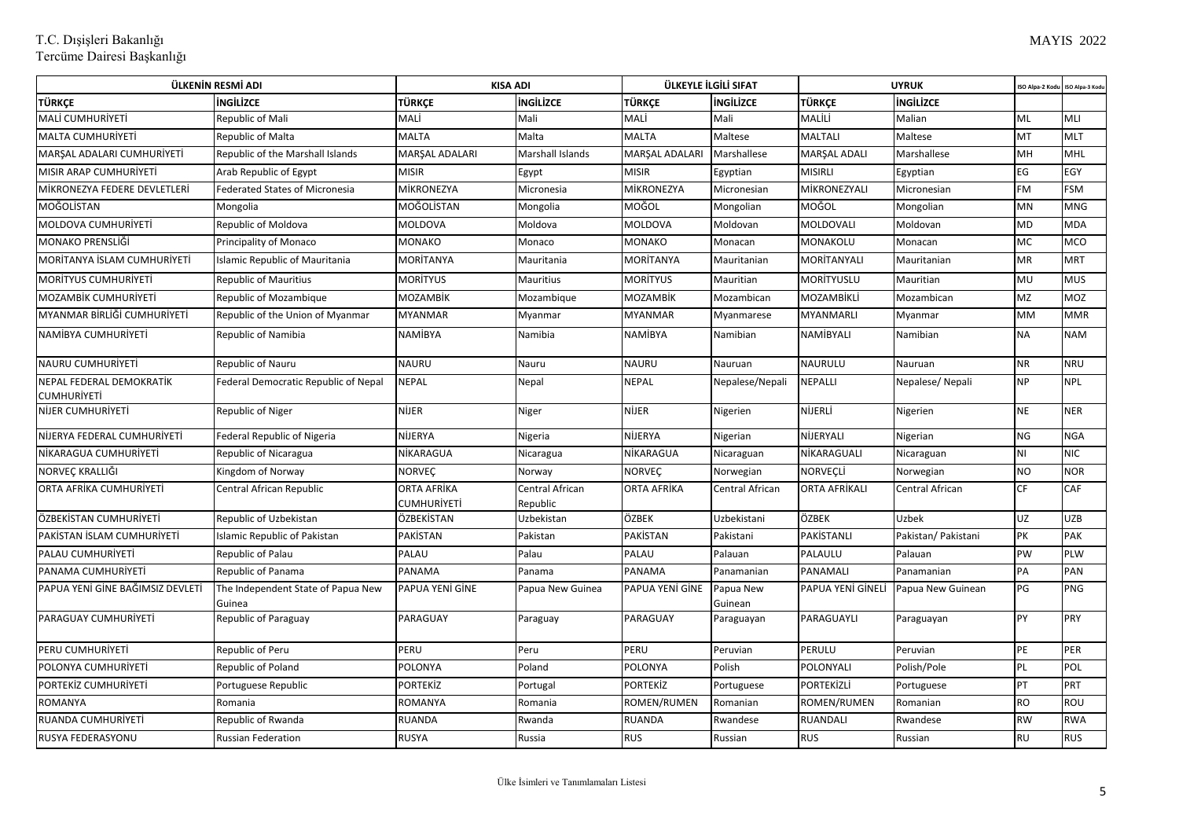| ÜLKENİN RESMİ ADI | | KISA ADI | | ÜLKEYLE İLGİLİ SIFAT | | UYRUK | | ISO Alpa-2 Kodu | ISO Alpa-3 Kodu |
|---|---|---|---|---|---|---|---|---|---|
| TÜRKÇE | İNGİLİZCE | TÜRKÇE | İNGİLİZCE | TÜRKÇE | İNGİLİZCE | TÜRKÇE | İNGİLİZCE | | |
| MALİ CUMHURİYETİ | Republic of Mali | MALİ | Mali | MALİ | Mali | MALİLİ | Malian | ML | MLI |
| MALTA CUMHURİYETİ | Republic of Malta | MALTA | Malta | MALTA | Maltese | MALTALI | Maltese | MT | MLT |
| MARŞAL ADALARI CUMHURİYETİ | Republic of the Marshall Islands | MARŞAL ADALARI | Marshall Islands | MARŞAL ADALARI | Marshallese | MARŞAL ADALI | Marshallese | MH | MHL |
| MISIR ARAP CUMHURİYETİ | Arab Republic of Egypt | MISIR | Egypt | MISIR | Egyptian | MISIRLI | Egyptian | EG | EGY |
| MİKRONEZYA FEDERE DEVLETLERİ | Federated States of Micronesia | MİKRONEZYA | Micronesia | MİKRONEZYA | Micronesian | MİKRONEZYALI | Micronesian | FM | FSM |
| MOĞOLİSTAN | Mongolia | MOĞOLİSTAN | Mongolia | MOĞOL | Mongolian | MOĞOL | Mongolian | MN | MNG |
| MOLDOVA CUMHURİYETİ | Republic of Moldova | MOLDOVA | Moldova | MOLDOVA | Moldovan | MOLDOVALI | Moldovan | MD | MDA |
| MONAKO PRENSLİĞİ | Principality of Monaco | MONAKO | Monaco | MONAKO | Monacan | MONAKOLU | Monacan | MC | MCO |
| MORİTANYA İSLAM CUMHURİYETİ | Islamic Republic of Mauritania | MORİTANYA | Mauritania | MORİTANYA | Mauritanian | MORİTANYALI | Mauritanian | MR | MRT |
| MORİTYUS CUMHURİYETİ | Republic of Mauritius | MORİTYUS | Mauritius | MORİTYUS | Mauritian | MORİTYUSLU | Mauritian | MU | MUS |
| MOZAMBİK CUMHURİYETİ | Republic of Mozambique | MOZAMBİK | Mozambique | MOZAMBİK | Mozambican | MOZAMBİKLİ | Mozambican | MZ | MOZ |
| MYANMAR BİRLİĞİ CUMHURİYETİ | Republic of the Union of Myanmar | MYANMAR | Myanmar | MYANMAR | Myanmarese | MYANMARLI | Myanmar | MM | MMR |
| NAMİBYA CUMHURİYETİ | Republic of Namibia | NAMİBYA | Namibia | NAMİBYA | Namibian | NAMİBYALI | Namibian | NA | NAM |
| NAURU CUMHURİYETİ | Republic of Nauru | NAURU | Nauru | NAURU | Nauruan | NAURULU | Nauruan | NR | NRU |
| NEPAL FEDERAL DEMOKRATİK CUMHURİYETİ | Federal Democratic Republic of Nepal | NEPAL | Nepal | NEPAL | Nepalese/Nepali | NEPALLI | Nepalese/ Nepali | NP | NPL |
| NİJER CUMHURİYETİ | Republic of Niger | NİJER | Niger | NİJER | Nigerien | NİJERLİ | Nigerien | NE | NER |
| NİJERYA FEDERAL CUMHURİYETİ | Federal Republic of Nigeria | NİJERYA | Nigeria | NİJERYA | Nigerian | NİJERYALI | Nigerian | NG | NGA |
| NİKARAGUA CUMHURİYETİ | Republic of Nicaragua | NİKARAGUA | Nicaragua | NİKARAGUA | Nicaraguan | NİKARAGUALI | Nicaraguan | NI | NIC |
| NORVEÇ KRALLIĞI | Kingdom of Norway | NORVEÇ | Norway | NORVEÇ | Norwegian | NORVEÇLİ | Norwegian | NO | NOR |
| ORTA AFRİKA CUMHURİYETİ | Central African Republic | ORTA AFRİKA CUMHURİYETİ | Central African Republic | ORTA AFRİKA | Central African | ORTA AFRİKALI | Central African | CF | CAF |
| ÖZBEKİSTAN CUMHURİYETİ | Republic of Uzbekistan | ÖZBEKİSTAN | Uzbekistan | ÖZBEK | Uzbekistani | ÖZBEK | Uzbek | UZ | UZB |
| PAKİSTAN İSLAM CUMHURİYETİ | Islamic Republic of Pakistan | PAKİSTAN | Pakistan | PAKİSTAN | Pakistani | PAKİSTANLI | Pakistan/ Pakistani | PK | PAK |
| PALAU CUMHURİYETİ | Republic of Palau | PALAU | Palau | PALAU | Palauan | PALAULU | Palauan | PW | PLW |
| PANAMA CUMHURİYETİ | Republic of Panama | PANAMA | Panama | PANAMA | Panamanian | PANAMALI | Panamanian | PA | PAN |
| PAPUA YENİ GİNE BAĞIMSIZ DEVLETİ | The Independent State of Papua New Guinea | PAPUA YENİ GİNE | Papua New Guinea | PAPUA YENİ GİNE | Papua New Guinean | PAPUA YENİ GİNELİ | Papua New Guinean | PG | PNG |
| PARAGUAY CUMHURİYETİ | Republic of Paraguay | PARAGUAY | Paraguay | PARAGUAY | Paraguayan | PARAGUAYLI | Paraguayan | PY | PRY |
| PERU CUMHURİYETİ | Republic of Peru | PERU | Peru | PERU | Peruvian | PERULU | Peruvian | PE | PER |
| POLONYA CUMHURİYETİ | Republic of Poland | POLONYA | Poland | POLONYA | Polish | POLONYALI | Polish/Pole | PL | POL |
| PORTEKİZ CUMHURİYETİ | Portuguese Republic | PORTEKİZ | Portugal | PORTEKİZ | Portuguese | PORTEKİZLİ | Portuguese | PT | PRT |
| ROMANYA | Romania | ROMANYA | Romania | ROMEN/RUMEN | Romanian | ROMEN/RUMEN | Romanian | RO | ROU |
| RUANDA CUMHURİYETİ | Republic of Rwanda | RUANDA | Rwanda | RUANDA | Rwandese | RUANDALI | Rwandese | RW | RWA |
| RUSYA FEDERASYONU | Russian Federation | RUSYA | Russia | RUS | Russian | RUS | Russian | RU | RUS |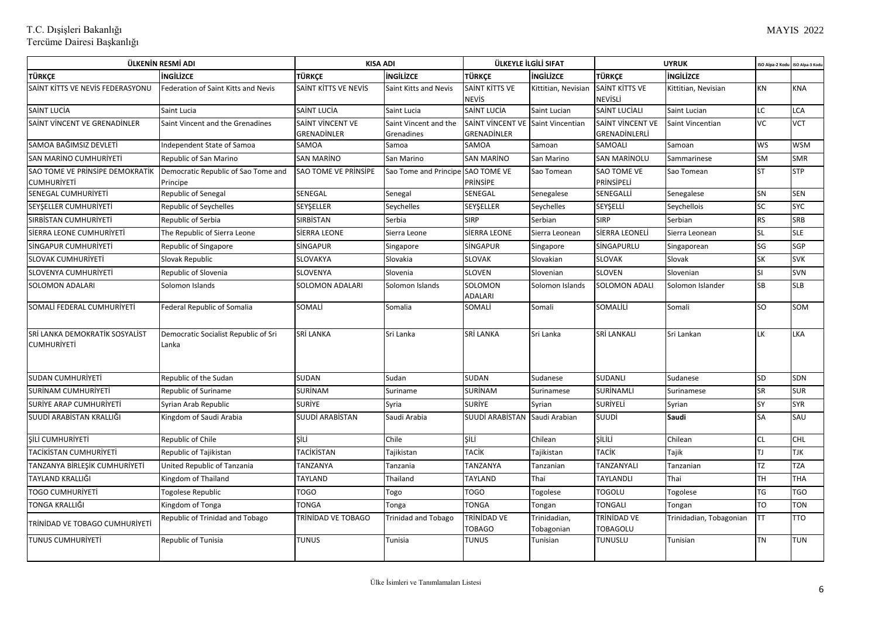| ÜLKENİN RESMİ ADI | | KISA ADI | | ÜLKEYLE İLGİLİ SIFAT | | UYRUK | | ISO Alpa-2 Kodu | ISO Alpa-3 Kodu |
|---|---|---|---|---|---|---|---|---|---|
| TÜRKÇE | İNGİLİZCE | TÜRKÇE | İNGİLİZCE | TÜRKÇE | İNGİLİZCE | TÜRKÇE | İNGİLİZCE | | |
| SAİNT KİTTS VE NEVİS FEDERASYONU | Federation of Saint Kitts and Nevis | SAİNT KİTTS VE NEVİS | Saint Kitts and Nevis | SAİNT KİTTS VE NEVİS | Kittitian, Nevisian | SAİNT KİTTS VE NEVİSLİ | Kittitian, Nevisian | KN | KNA |
| SAİNT LUCİA | Saint Lucia | SAİNT LUCİA | Saint Lucia | SAİNT LUCİA | Saint Lucian | SAİNT LUCİALI | Saint Lucian | LC | LCA |
| SAİNT VİNCENT VE GRENADİNLER | Saint Vincent and the Grenadines | SAİNT VİNCENT VE GRENADİNLER | Saint Vincent and the Grenadines | SAİNT VİNCENT VE GRENADİNLER | Saint Vincentian | SAİNT VİNCENT VE GRENADİNLERLİ | Saint Vincentian | VC | VCT |
| SAMOA BAĞIMSIZ DEVLETİ | Independent State of Samoa | SAMOA | Samoa | SAMOA | Samoan | SAMOALI | Samoan | WS | WSM |
| SAN MARİNO CUMHURİYETİ | Republic of San Marino | SAN MARİNO | San Marino | SAN MARİNO | San Marino | SAN MARİNOLU | Sammarinese | SM | SMR |
| SAO TOME VE PRİNSİPE DEMOKRATİK CUMHURİYETİ | Democratic Republic of Sao Tome and Principe | SAO TOME VE PRİNSİPE | Sao Tome and Principe | SAO TOME VE PRİNSİPE | Sao Tomean | SAO TOME VE PRİNSİPELİ | Sao Tomean | ST | STP |
| SENEGAL CUMHURİYETİ | Republic of Senegal | SENEGAL | Senegal | SENEGAL | Senegalese | SENEGALLİ | Senegalese | SN | SEN |
| SEYŞELLER CUMHURİYETİ | Republic of Seychelles | SEYŞELLER | Seychelles | SEYŞELLER | Seychelles | SEYŞELLİ | Seychellois | SC | SYC |
| SIRBİSTAN CUMHURİYETİ | Republic of Serbia | SIRBİSTAN | Serbia | SIRP | Serbian | SIRP | Serbian | RS | SRB |
| SİERRA LEONE CUMHURİYETİ | The Republic of Sierra Leone | SİERRA LEONE | Sierra Leone | SİERRA LEONE | Sierra Leonean | SİERRA LEONELİ | Sierra Leonean | SL | SLE |
| SİNGAPUR CUMHURİYETİ | Republic of Singapore | SİNGAPUR | Singapore | SİNGAPUR | Singapore | SİNGAPURLU | Singaporean | SG | SGP |
| SLOVAK CUMHURİYETİ | Slovak Republic | SLOVAKYA | Slovakia | SLOVAK | Slovakian | SLOVAK | Slovak | SK | SVK |
| SLOVENYA CUMHURİYETİ | Republic of Slovenia | SLOVENYA | Slovenia | SLOVEN | Slovenian | SLOVEN | Slovenian | SI | SVN |
| SOLOMON ADALARI | Solomon Islands | SOLOMON ADALARI | Solomon Islands | SOLOMON ADALARI | Solomon Islands | SOLOMON ADALI | Solomon Islander | SB | SLB |
| SOMALİ FEDERAL CUMHURİYETİ | Federal Republic of Somalia | SOMALİ | Somalia | SOMALİ | Somali | SOMALİLİ | Somali | SO | SOM |
| SRİ LANKA DEMOKRATİK SOSYALİST CUMHURİYETİ | Democratic Socialist Republic of Sri Lanka | SRİ LANKA | Sri Lanka | SRİ LANKA | Sri Lanka | SRİ LANKALI | Sri Lankan | LK | LKA |
| SUDAN CUMHURİYETİ | Republic of the Sudan | SUDAN | Sudan | SUDAN | Sudanese | SUDANLI | Sudanese | SD | SDN |
| SURİNAM CUMHURİYETİ | Republic of Suriname | SURİNAM | Suriname | SURİNAM | Surinamese | SURİNAMLI | Surinamese | SR | SUR |
| SURİYE ARAP CUMHURİYETİ | Syrian Arab Republic | SURİYE | Syria | SURİYE | Syrian | SURİYELİ | Syrian | SY | SYR |
| SUUDİ ARABİSTAN KRALLIĞI | Kingdom of Saudi Arabia | SUUDİ ARABİSTAN | Saudi Arabia | SUUDİ ARABİSTAN | Saudi Arabian | SUUDİ | **Saudi** | SA | SAU |
| ŞİLİ CUMHURİYETİ | Republic of Chile | ŞİLİ | Chile | ŞİLİ | Chilean | ŞİLİLİ | Chilean | CL | CHL |
| TACİKİSTAN CUMHURİYETİ | Republic of Tajikistan | TACİKİSTAN | Tajikistan | TACİK | Tajikistan | TACİK | Tajik | TJ | TJK |
| TANZANYA BİRLEŞİK CUMHURİYETİ | United Republic of Tanzania | TANZANYA | Tanzania | TANZANYA | Tanzanian | TANZANYALI | Tanzanian | TZ | TZA |
| TAYLAND KRALLIĞI | Kingdom of Thailand | TAYLAND | Thailand | TAYLAND | Thai | TAYLANDLI | Thai | TH | THA |
| TOGO CUMHURİYETİ | Togolese Republic | TOGO | Togo | TOGO | Togolese | TOGOLU | Togolese | TG | TGO |
| TONGA KRALLIĞI | Kingdom of Tonga | TONGA | Tonga | TONGA | Tongan | TONGALI | Tongan | TO | TON |
| TRİNİDAD VE TOBAGO CUMHURİYETİ | Republic of Trinidad and Tobago | TRİNİDAD VE TOBAGO | Trinidad and Tobago | TRİNİDAD VE TOBAGO | Trinidadian, Tobagonian | TRİNİDAD VE TOBAGOLU | Trinidadian, Tobagonian | TT | TTO |
| TUNUS CUMHURİYETİ | Republic of Tunisia | TUNUS | Tunisia | TUNUS | Tunisian | TUNUSLU | Tunisian | TN | TUN |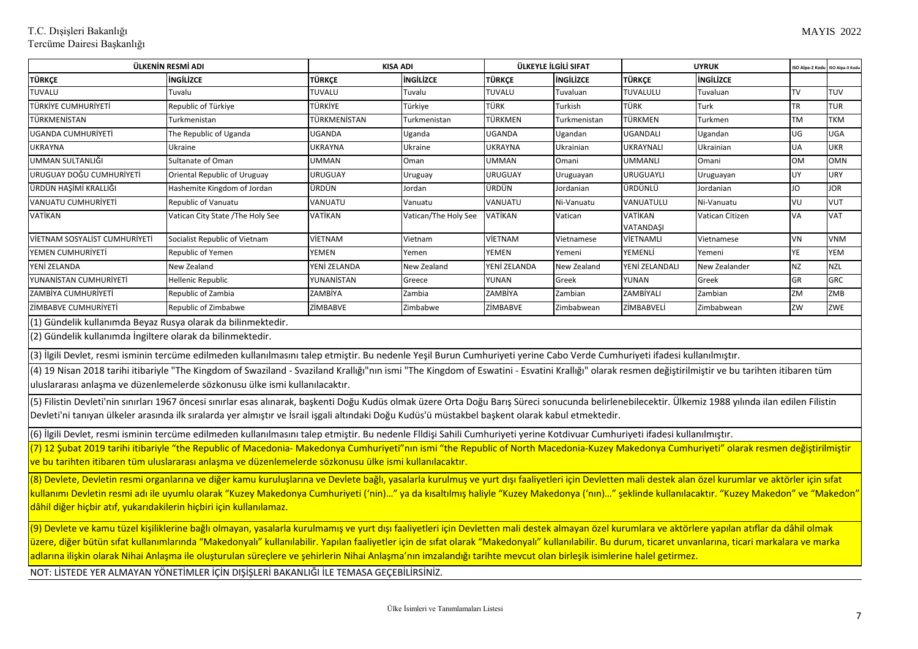| ÜLKENİN RESMİ ADI | | KISA ADI | | ÜLKEYLE İLGİLİ SIFAT | | UYRUK | | ISO Alpa-2 Kodu | ISO Alpa-3 Kodu |
|---|---|---|---|---|---|---|---|---|---|
| TÜRKÇE | İNGİLİZCE | TÜRKÇE | İNGİLİZCE | TÜRKÇE | İNGİLİZCE | TÜRKÇE | İNGİLİZCE | | |
| TUVALU | Tuvalu | TUVALU | Tuvalu | TUVALU | Tuvaluan | TUVALULU | Tuvaluan | TV | TUV |
| TÜRKİYE CUMHURİYETİ | Republic of Türkiye | TÜRKİYE | Türkiye | TÜRK | Turkish | TÜRK | Turk | TR | TUR |
| TÜRKMENİSTAN | Turkmenistan | TÜRKMENİSTAN | Turkmenistan | TÜRKMEN | Turkmenistan | TÜRKMEN | Turkmen | TM | TKM |
| UGANDA CUMHURİYETİ | The Republic of Uganda | UGANDA | Uganda | UGANDA | Ugandan | UGANDALI | Ugandan | UG | UGA |
| UKRAYNA | Ukraine | UKRAYNA | Ukraine | UKRAYNA | Ukrainian | UKRAYNALI | Ukrainian | UA | UKR |
| UMMAN SULTANLIĞI | Sultanate of Oman | UMMAN | Oman | UMMAN | Omani | UMMANLI | Omani | OM | OMN |
| URUGUAY DOĞU CUMHURİYETİ | Oriental Republic of Uruguay | URUGUAY | Uruguay | URUGUAY | Uruguayan | URUGUAYLI | Uruguayan | UY | URY |
| ÜRDÜN HAŞİMİ KRALLIĞI | Hashemite Kingdom of Jordan | ÜRDÜN | Jordan | ÜRDÜN | Jordanian | ÜRDÜNLÜ | Jordanian | JO | JOR |
| VANUATU CUMHURİYETİ | Republic of Vanuatu | VANUATU | Vanuatu | VANUATU | Ni-Vanuatu | VANUATULU | Ni-Vanuatu | VU | VUT |
| VATİKAN | Vatican City State /The Holy See | VATİKAN | Vatican/The Holy See | VATİKAN | Vatican | VATİKAN VATANDAŞI | Vatican Citizen | VA | VAT |
| VİETNAM SOSYALİST CUMHURİYETİ | Socialist Republic of Vietnam | VİETNAM | Vietnam | VİETNAM | Vietnamese | VİETNAMLI | Vietnamese | VN | VNM |
| YEMEN CUMHURİYETİ | Republic of Yemen | YEMEN | Yemen | YEMEN | Yemeni | YEMENLİ | Yemeni | YE | YEM |
| YENİ ZELANDA | New Zealand | YENİ ZELANDA | New Zealand | YENİ ZELANDA | New Zealand | YENİ ZELANDALI | New Zealander | NZ | NZL |
| YUNANİSTAN CUMHURİYETİ | Hellenic Republic | YUNANİSTAN | Greece | YUNAN | Greek | YUNAN | Greek | GR | GRC |
| ZAMBİYA CUMHURİYETİ | Republic of Zambia | ZAMBİYA | Zambia | ZAMBİYA | Zambian | ZAMBİYALI | Zambian | ZM | ZMB |
| ZİMBABVE CUMHURİYETİ | Republic of Zimbabwe | ZİMBABVE | Zimbabwe | ZİMBABVE | Zimbabwean | ZİMBABVELİ | Zimbabwean | ZW | ZWE |

(1) Gündelik kullanımda Beyaz Rusya olarak da bilinmektedir.

(2) Gündelik kullanımda İngiltere olarak da bilinmektedir.

(3) İlgili Devlet, resmi isminin tercüme edilmeden kullanılmasını talep etmiştir. Bu nedenle Yeşil Burun Cumhuriyeti yerine Cabo Verde Cumhuriyeti ifadesi kullanılmıştır.

(4) 19 Nisan 2018 tarihi itibariyle "The Kingdom of Swaziland - Svaziland Krallığı"nın ismi "The Kingdom of Eswatini - Esvatini Krallığı" olarak resmen değiştirilmiştir ve bu tarihten itibaren tüm uluslararası anlaşma ve düzenlemelerde sözkonusu ülke ismi kullanılacaktır.

(5) Filistin Devleti'nin sınırları 1967 öncesi sınırlar esas alınarak, başkenti Doğu Kudüs olmak üzere Orta Doğu Barış Süreci sonucunda belirlenebilecektir. Ülkemiz 1988 yılında ilan edilen Filistin Devleti'ni tanıyan ülkeler arasında ilk sıralarda yer almıştır ve İsrail işgali altındaki Doğu Kudüs'ü müstakbel başkent olarak kabul etmektedir.

(6) İlgili Devlet, resmi isminin tercüme edilmeden kullanılmasını talep etmiştir. Bu nedenle Fildişi Sahili Cumhuriyeti yerine Kotdivuar Cumhuriyeti ifadesi kullanılmıştır.

(7) 12 Şubat 2019 tarihi itibariyle "the Republic of Macedonia- Makedonya Cumhuriyeti"nın ismi "the Republic of North Macedonia-Kuzey Makedonya Cumhuriyeti" olarak resmen değiştirilmiştir ve bu tarihten itibaren tüm uluslararası anlaşma ve düzenlemelerde sözkonusu ülke ismi kullanılacaktır.

(8) Devlete, Devletin resmi organlarına ve diğer kamu kuruluşlarına ve Devlete bağlı, yasalarla kurulmuş ve yurt dışı faaliyetleri için Devletten mali destek alan özel kurumlar ve aktörler için sıfat kullanımı Devletin resmi adı ile uyumlu olarak "Kuzey Makedonya Cumhuriyeti ('nin)..." ya da kısaltılmış haliyle "Kuzey Makedonya ('nın)..." şeklinde kullanılacaktır. "Kuzey Makedon" ve "Makedon" dâhil diğer hiçbir atıf, yukarıdakilerin hiçbiri için kullanılamaz.

(9) Devlete ve kamu tüzel kişiliklerine bağlı olmayan, yasalarla kurulmamış ve yurt dışı faaliyetleri için Devletten mali destek almayan özel kurumlara ve aktörlere yapılan atıflar da dâhil olmak üzere, diğer bütün sıfat kullanımlarında "Makedonyalı" kullanılabilir. Yapılan faaliyetler için de sıfat olarak "Makedonyalı" kullanılabilir. Bu durum, ticaret unvanlarına, ticari markalara ve marka adlarına ilişkin olarak Nihai Anlaşma ile oluşturulan süreçlere ve şehirlerin Nihai Anlaşma'nın imzalandığı tarihte mevcut olan birleşik isimlerine halel getirmez.

NOT: LİSTEDE YER ALMAYAN YÖNETİMLER İÇİN DIŞİŞLERİ BAKANLIĞI İLE TEMASA GEÇEBİLİRSİNİZ.